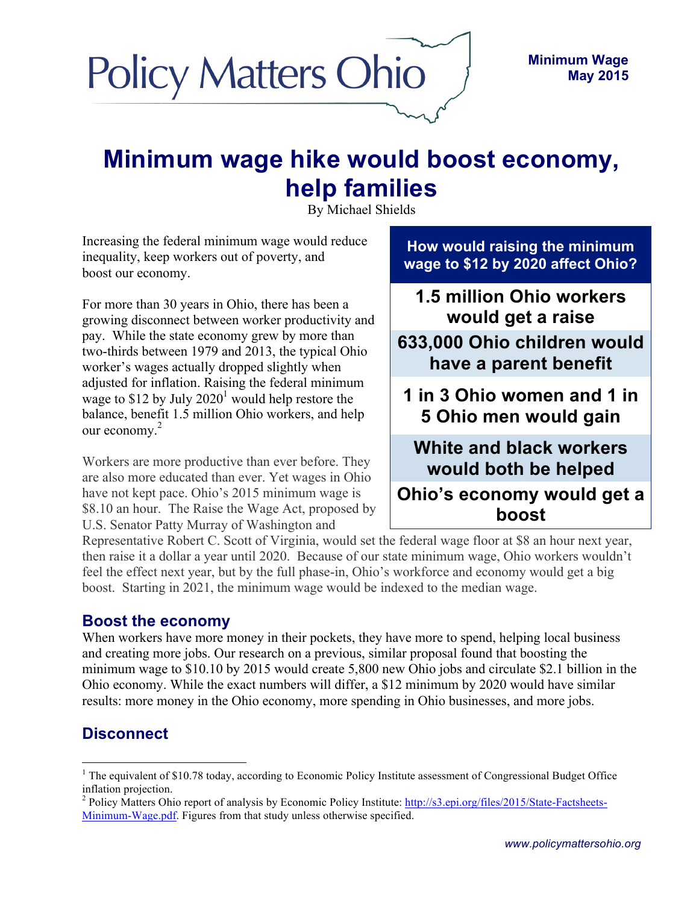Policy Matters Ohio

**Minimum Wage**
**May 2015**

# Minimum wage hike would boost economy, help families

By Michael Shields

Increasing the federal minimum wage would reduce inequality, keep workers out of poverty, and boost our economy.

For more than 30 years in Ohio, there has been a growing disconnect between worker productivity and pay. While the state economy grew by more than two-thirds between 1979 and 2013, the typical Ohio worker's wages actually dropped slightly when adjusted for inflation. Raising the federal minimum wage to $12 by July 2020[1] would help restore the balance, benefit 1.5 million Ohio workers, and help our economy.[2]

Workers are more productive than ever before. They are also more educated than ever. Yet wages in Ohio have not kept pace. Ohio's 2015 minimum wage is $8.10 an hour. The Raise the Wage Act, proposed by U.S. Senator Patty Murray of Washington and Representative Robert C. Scott of Virginia, would set the federal wage floor at $8 an hour next year, then raise it a dollar a year until 2020. Because of our state minimum wage, Ohio workers wouldn't feel the effect next year, but by the full phase-in, Ohio's workforce and economy would get a big boost. Starting in 2021, the minimum wage would be indexed to the median wage.

> **How would raising the minimum wage to $12 by 2020 affect Ohio?**
>
> **1.5 million Ohio workers would get a raise**
>
> **633,000 Ohio children would have a parent benefit**
>
> **1 in 3 Ohio women and 1 in 5 Ohio men would gain**
>
> **White and black workers would both be helped**
>
> **Ohio's economy would get a boost**

## Boost the economy

When workers have more money in their pockets, they have more to spend, helping local business and creating more jobs. Our research on a previous, similar proposal found that boosting the minimum wage to $10.10 by 2015 would create 5,800 new Ohio jobs and circulate $2.1 billion in the Ohio economy. While the exact numbers will differ, a $12 minimum by 2020 would have similar results: more money in the Ohio economy, more spending in Ohio businesses, and more jobs.

## Disconnect

[1] The equivalent of $10.78 today, according to Economic Policy Institute assessment of Congressional Budget Office inflation projection.

[2] Policy Matters Ohio report of analysis by Economic Policy Institute: http://s3.epi.org/files/2015/State-Factsheets-Minimum-Wage.pdf. Figures from that study unless otherwise specified.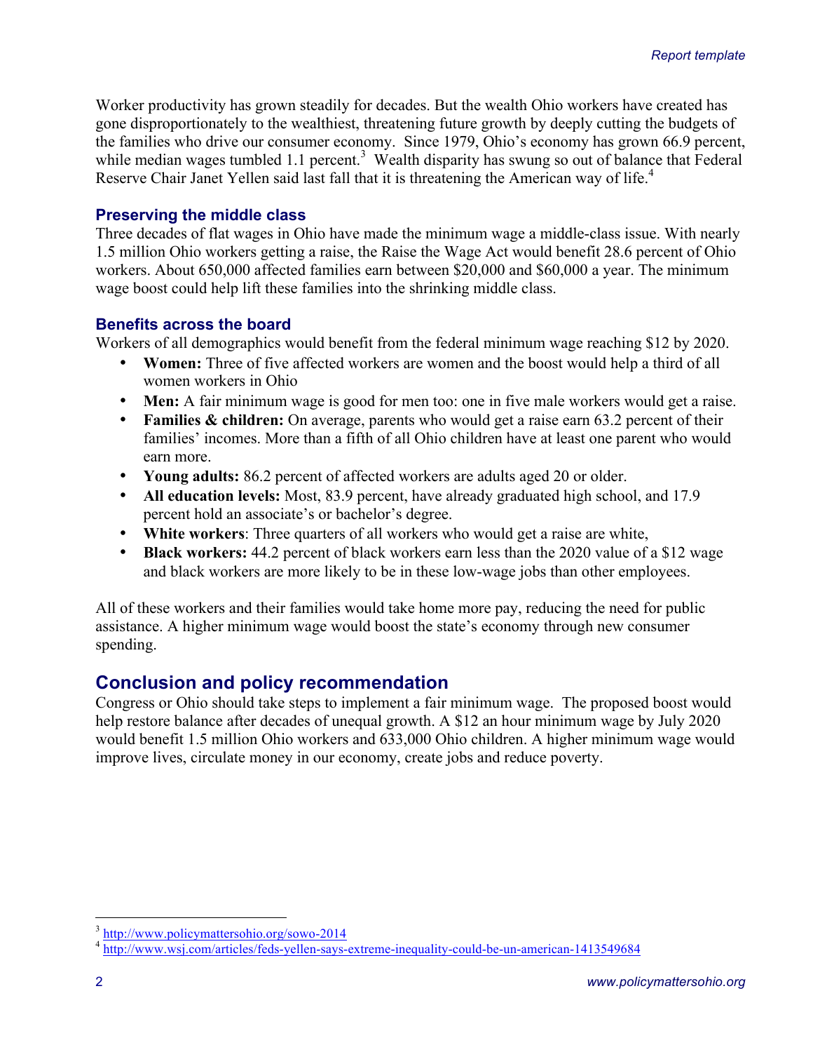Worker productivity has grown steadily for decades. But the wealth Ohio workers have created has gone disproportionately to the wealthiest, threatening future growth by deeply cutting the budgets of the families who drive our consumer economy. Since 1979, Ohio's economy has grown 66.9 percent, while median wages tumbled 1.1 percent.[3] Wealth disparity has swung so out of balance that Federal Reserve Chair Janet Yellen said last fall that it is threatening the American way of life.[4]

### Preserving the middle class

Three decades of flat wages in Ohio have made the minimum wage a middle-class issue. With nearly 1.5 million Ohio workers getting a raise, the Raise the Wage Act would benefit 28.6 percent of Ohio workers. About 650,000 affected families earn between $20,000 and $60,000 a year. The minimum wage boost could help lift these families into the shrinking middle class.

### Benefits across the board

Workers of all demographics would benefit from the federal minimum wage reaching $12 by 2020.

- **Women:** Three of five affected workers are women and the boost would help a third of all women workers in Ohio
- **Men:** A fair minimum wage is good for men too: one in five male workers would get a raise.
- **Families & children:** On average, parents who would get a raise earn 63.2 percent of their families' incomes. More than a fifth of all Ohio children have at least one parent who would earn more.
- **Young adults:** 86.2 percent of affected workers are adults aged 20 or older.
- **All education levels:** Most, 83.9 percent, have already graduated high school, and 17.9 percent hold an associate's or bachelor's degree.
- **White workers**: Three quarters of all workers who would get a raise are white,
- **Black workers:** 44.2 percent of black workers earn less than the 2020 value of a $12 wage and black workers are more likely to be in these low-wage jobs than other employees.

All of these workers and their families would take home more pay, reducing the need for public assistance. A higher minimum wage would boost the state's economy through new consumer spending.

## Conclusion and policy recommendation

Congress or Ohio should take steps to implement a fair minimum wage. The proposed boost would help restore balance after decades of unequal growth. A $12 an hour minimum wage by July 2020 would benefit 1.5 million Ohio workers and 633,000 Ohio children. A higher minimum wage would improve lives, circulate money in our economy, create jobs and reduce poverty.

---

[3] http://www.policymattersohio.org/sowo-2014

[4] http://www.wsj.com/articles/feds-yellen-says-extreme-inequality-could-be-un-american-1413549684